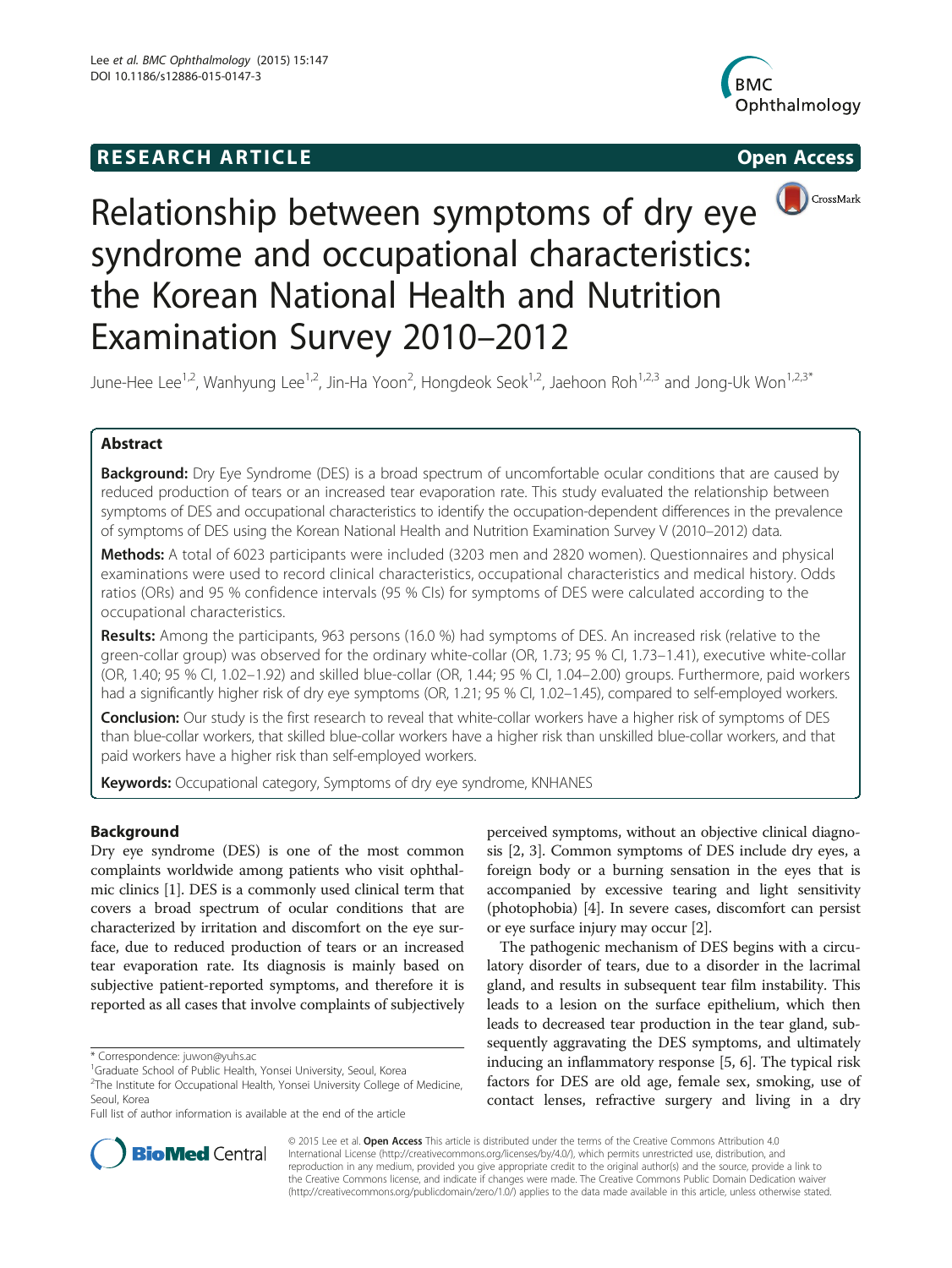RESEARCH ARTICLE Open Access

# Relationship between symptoms of dry eye syndrome and occupational characteristics: the Korean National Health and Nutrition Examination Survey 2010–2012

June-Hee Lee[1,2], Wanhyung Lee[1,2], Jin-Ha Yoon[2], Hongdeok Seok[1,2], Jaehoon Roh[1,2,3] and Jong-Uk Won[1,2,3*]

## Abstract

**Background:** Dry Eye Syndrome (DES) is a broad spectrum of uncomfortable ocular conditions that are caused by reduced production of tears or an increased tear evaporation rate. This study evaluated the relationship between symptoms of DES and occupational characteristics to identify the occupation-dependent differences in the prevalence of symptoms of DES using the Korean National Health and Nutrition Examination Survey V (2010–2012) data.

**Methods:** A total of 6023 participants were included (3203 men and 2820 women). Questionnaires and physical examinations were used to record clinical characteristics, occupational characteristics and medical history. Odds ratios (ORs) and 95 % confidence intervals (95 % CIs) for symptoms of DES were calculated according to the occupational characteristics.

**Results:** Among the participants, 963 persons (16.0 %) had symptoms of DES. An increased risk (relative to the green-collar group) was observed for the ordinary white-collar (OR, 1.73; 95 % CI, 1.73–1.41), executive white-collar (OR, 1.40; 95 % CI, 1.02–1.92) and skilled blue-collar (OR, 1.44; 95 % CI, 1.04–2.00) groups. Furthermore, paid workers had a significantly higher risk of dry eye symptoms (OR, 1.21; 95 % CI, 1.02–1.45), compared to self-employed workers.

**Conclusion:** Our study is the first research to reveal that white-collar workers have a higher risk of symptoms of DES than blue-collar workers, that skilled blue-collar workers have a higher risk than unskilled blue-collar workers, and that paid workers have a higher risk than self-employed workers.

**Keywords:** Occupational category, Symptoms of dry eye syndrome, KNHANES

## Background

Dry eye syndrome (DES) is one of the most common complaints worldwide among patients who visit ophthalmic clinics [1]. DES is a commonly used clinical term that covers a broad spectrum of ocular conditions that are characterized by irritation and discomfort on the eye surface, due to reduced production of tears or an increased tear evaporation rate. Its diagnosis is mainly based on subjective patient-reported symptoms, and therefore it is reported as all cases that involve complaints of subjectively perceived symptoms, without an objective clinical diagnosis [2, 3]. Common symptoms of DES include dry eyes, a foreign body or a burning sensation in the eyes that is accompanied by excessive tearing and light sensitivity (photophobia) [4]. In severe cases, discomfort can persist or eye surface injury may occur [2].

The pathogenic mechanism of DES begins with a circulatory disorder of tears, due to a disorder in the lacrimal gland, and results in subsequent tear film instability. This leads to a lesion on the surface epithelium, which then leads to decreased tear production in the tear gland, subsequently aggravating the DES symptoms, and ultimately inducing an inflammatory response [5, 6]. The typical risk factors for DES are old age, female sex, smoking, use of contact lenses, refractive surgery and living in a dry

\* Correspondence: juwon@yuhs.ac

[1] Graduate School of Public Health, Yonsei University, Seoul, Korea

[2] The Institute for Occupational Health, Yonsei University College of Medicine, Seoul, Korea

Full list of author information is available at the end of the article

© 2015 Lee et al. **Open Access** This article is distributed under the terms of the Creative Commons Attribution 4.0 International License (http://creativecommons.org/licenses/by/4.0/), which permits unrestricted use, distribution, and reproduction in any medium, provided you give appropriate credit to the original author(s) and the source, provide a link to the Creative Commons license, and indicate if changes were made. The Creative Commons Public Domain Dedication waiver (http://creativecommons.org/publicdomain/zero/1.0/) applies to the data made available in this article, unless otherwise stated.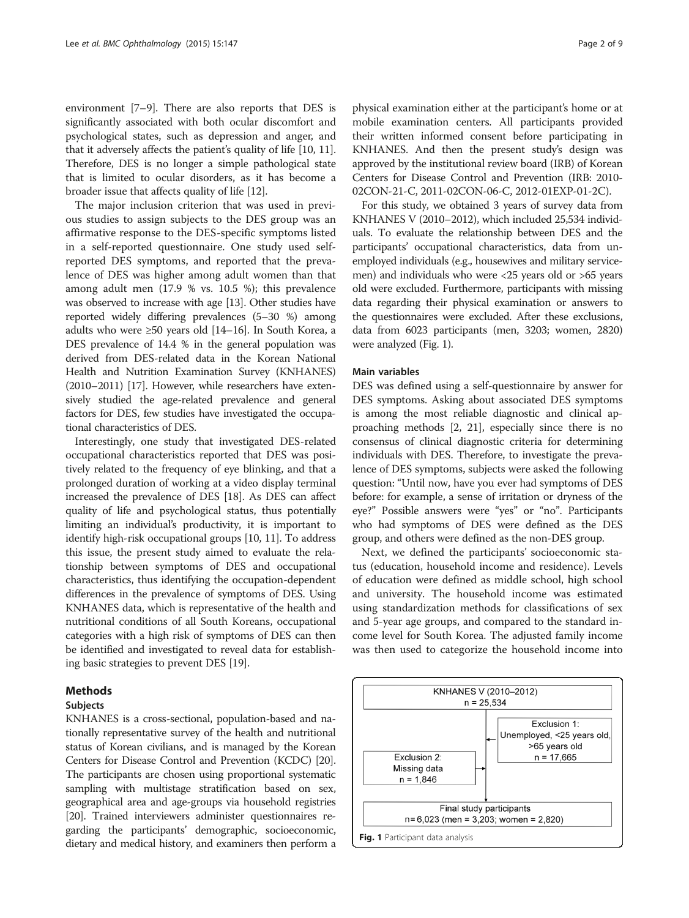environment [7–9]. There are also reports that DES is significantly associated with both ocular discomfort and psychological states, such as depression and anger, and that it adversely affects the patient's quality of life [10, 11]. Therefore, DES is no longer a simple pathological state that is limited to ocular disorders, as it has become a broader issue that affects quality of life [12].

The major inclusion criterion that was used in previous studies to assign subjects to the DES group was an affirmative response to the DES-specific symptoms listed in a self-reported questionnaire. One study used self-reported DES symptoms, and reported that the prevalence of DES was higher among adult women than that among adult men (17.9 % vs. 10.5 %); this prevalence was observed to increase with age [13]. Other studies have reported widely differing prevalences (5–30 %) among adults who were ≥50 years old [14–16]. In South Korea, a DES prevalence of 14.4 % in the general population was derived from DES-related data in the Korean National Health and Nutrition Examination Survey (KNHANES) (2010–2011) [17]. However, while researchers have extensively studied the age-related prevalence and general factors for DES, few studies have investigated the occupational characteristics of DES.

Interestingly, one study that investigated DES-related occupational characteristics reported that DES was positively related to the frequency of working of eye blinking, and that a prolonged duration of working at a video display terminal increased the prevalence of DES [18]. As DES can affect quality of life and psychological status, thus potentially limiting an individual's productivity, it is important to identify high-risk occupational groups [10, 11]. To address this issue, the present study aimed to evaluate the relationship between symptoms of DES and occupational characteristics, thus identifying the occupation-dependent differences in the prevalence of symptoms of DES. Using KNHANES data, which is representative of the health and nutritional conditions of all South Koreans, occupational categories with a high risk of symptoms of DES can then be identified and investigated to reveal data for establishing basic strategies to prevent DES [19].

## Methods

### Subjects

KNHANES is a cross-sectional, population-based and nationally representative survey of the health and nutritional status of Korean civilians, and is managed by the Korean Centers for Disease Control and Prevention (KCDC) [20]. The participants are chosen using proportional systematic sampling with multistage stratification based on sex, geographical area and age-groups via household registries [20]. Trained interviewers administer questionnaires regarding the participants' demographic, socioeconomic, dietary and medical history, and examiners then perform a physical examination either at the participant's home or at mobile examination centers. All participants provided their written informed consent before participating in KNHANES. And then the present study's design was approved by the institutional review board (IRB) of Korean Centers for Disease Control and Prevention (IRB: 2010-02CON-21-C, 2011-02CON-06-C, 2012-01EXP-01-2C).

For this study, we obtained 3 years of survey data from KNHANES V (2010–2012), which included 25,534 individuals. To evaluate the relationship between DES and the participants' occupational characteristics, data from unemployed individuals (e.g., housewives and military servicemen) and individuals who were <25 years old or >65 years old were excluded. Furthermore, participants with missing data regarding their physical examination or answers to the questionnaires were excluded. After these exclusions, data from 6023 participants (men, 3203; women, 2820) were analyzed (Fig. 1).

### Main variables

DES was defined using a self-questionnaire by answer for DES symptoms. Asking about associated DES symptoms is among the most reliable diagnostic and clinical approaching methods [2, 21], especially since there is no consensus of clinical diagnostic criteria for determining individuals with DES. Therefore, to investigate the prevalence of DES symptoms, subjects were asked the following question: "Until now, have you ever had symptoms of DES before: for example, a sense of irritation or dryness of the eye?" Possible answers were "yes" or "no". Participants who had symptoms of DES were defined as the DES group, and others were defined as the non-DES group.

Next, we defined the participants' socioeconomic status (education, household income and residence). Levels of education were defined as middle school, high school and university. The household income was estimated using standardization methods for classifications of sex and 5-year age groups, and compared to the standard income level for South Korea. The adjusted family income was then used to categorize the household income into

KNHANES V (2010–2012)
n = 25,534

Exclusion 1:
Unemployed, <25 years old, >65 years old
n = 17,665

Exclusion 2:
Missing data
n = 1,846

Final study participants
n= 6,023 (men = 3,203; women = 2,820)

**Fig. 1** Participant data analysis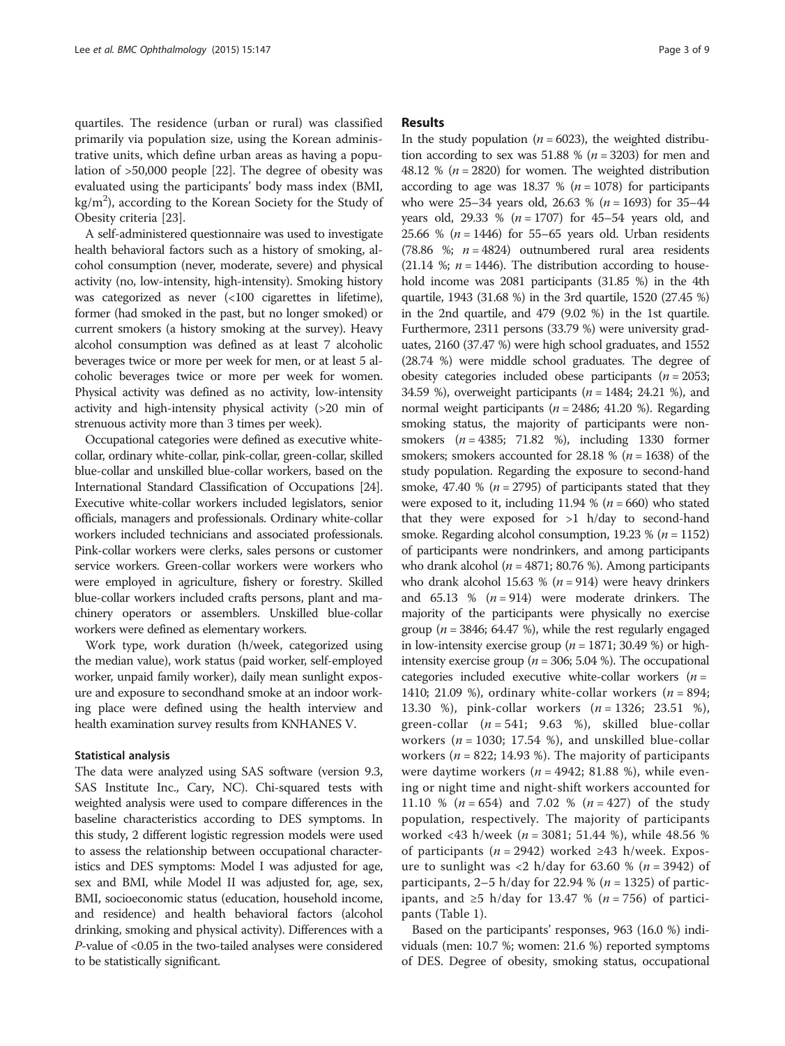quartiles. The residence (urban or rural) was classified primarily via population size, using the Korean administrative units, which define urban areas as having a population of >50,000 people [22]. The degree of obesity was evaluated using the participants' body mass index (BMI, $kg/m^2$), according to the Korean Society for the Study of Obesity criteria [23].

A self-administered questionnaire was used to investigate health behavioral factors such as a history of smoking, alcohol consumption (never, moderate, severe) and physical activity (no, low-intensity, high-intensity). Smoking history was categorized as never (<100 cigarettes in lifetime), former (had smoked in the past, but no longer smoked) or current smokers (a history smoking at the survey). Heavy alcohol consumption was defined as at least 7 alcoholic beverages twice or more per week for men, or at least 5 alcoholic beverages twice or more per week for women. Physical activity was defined as no activity, low-intensity activity and high-intensity physical activity (>20 min of strenuous activity more than 3 times per week).

Occupational categories were defined as executive white-collar, ordinary white-collar, pink-collar, green-collar, skilled blue-collar and unskilled blue-collar workers, based on the International Standard Classification of Occupations [24]. Executive white-collar workers included legislators, senior officials, managers and professionals. Ordinary white-collar workers included technicians and associated professionals. Pink-collar workers were clerks, sales persons or customer service workers. Green-collar workers were workers who were employed in agriculture, fishery or forestry. Skilled blue-collar workers included crafts persons, plant and machinery operators or assemblers. Unskilled blue-collar workers were defined as elementary workers.

Work type, work duration (h/week, categorized using the median value), work status (paid worker, self-employed worker, unpaid family worker), daily mean sunlight exposure and exposure to secondhand smoke at an indoor working place were defined using the health interview and health examination survey results from KNHANES V.

### Statistical analysis

The data were analyzed using SAS software (version 9.3, SAS Institute Inc., Cary, NC). Chi-squared tests with weighted analysis were used to compare differences in the baseline characteristics according to DES symptoms. In this study, 2 different logistic regression models were used to assess the relationship between occupational characteristics and DES symptoms: Model I was adjusted for, age, sex and BMI, while Model II was adjusted for, age, sex, BMI, socioeconomic status (education, household income, and residence) and health behavioral factors (alcohol drinking, smoking and physical activity). Differences with a *P*-value of <0.05 in the two-tailed analyses were considered to be statistically significant.

## Results

In the study population ($n = 6023$), the weighted distribution according to sex was 51.88 % ($n = 3203$) for men and 48.12 % ($n = 2820$) for women. The weighted distribution according to age was 18.37 % ($n = 1078$) for participants who were 25–34 years old, 26.63 % ($n = 1693$) for 35–44 years old, 29.33 % ($n = 1707$) for 45–54 years old, and 25.66 % ($n = 1446$) for 55–65 years old. Urban residents (78.86 %; $n = 4824$) outnumbered rural area residents (21.14 %; $n = 1446$). The distribution according to household income was 2081 participants (31.85 %) in the 4th quartile, 1943 (31.68 %) in the 3rd quartile, 1520 (27.45 %) in the 2nd quartile, and 479 (9.02 %) in the 1st quartile. Furthermore, 2311 persons (33.79 %) were university graduates, 2160 (37.47 %) were high school graduates, and 1552 (28.74 %) were middle school graduates. The degree of obesity categories included obese participants ($n = 2053$; 34.59 %), overweight participants ($n = 1484$; 24.21 %), and normal weight participants ($n = 2486$; 41.20 %). Regarding smoking status, the majority of participants were non-smokers ($n = 4385$; 71.82 %), including 1330 former smokers; smokers accounted for 28.18 % ($n = 1638$) of the study population. Regarding the exposure to second-hand smoke, 47.40 % ($n = 2795$) of participants stated that they were exposed to it, including 11.94 % ($n = 660$) who stated that they were exposed for >1 h/day to second-hand smoke. Regarding alcohol consumption, 19.23 % ($n = 1152$) of participants were nondrinkers, and among participants who drank alcohol ($n = 4871$; 80.76 %). Among participants who drank alcohol 15.63 % ($n = 914$) were heavy drinkers and 65.13 % ($n = 914$) were moderate drinkers. The majority of the participants were physically no exercise group ($n = 3846$; 64.47 %), while the rest regularly engaged in low-intensity exercise group ($n = 1871$; 30.49 %) or high-intensity exercise group ($n = 306$; 5.04 %). The occupational categories included executive white-collar workers ($n = 1410$; 21.09 %), ordinary white-collar workers ($n = 894$; 13.30 %), pink-collar workers ($n = 1326$; 23.51 %), green-collar ($n = 541$; 9.63 %), skilled blue-collar workers ($n = 1030$; 17.54 %), and unskilled blue-collar workers ($n = 822$; 14.93 %). The majority of participants were daytime workers ($n = 4942$; 81.88 %), while evening or night time and night-shift workers accounted for 11.10 % ($n = 654$) and 7.02 % ($n = 427$) of the study population, respectively. The majority of participants worked <43 h/week ($n = 3081$; 51.44 %), while 48.56 % of participants ($n = 2942$) worked ≥43 h/week. Exposure to sunlight was <2 h/day for 63.60 % ($n = 3942$) of participants, 2–5 h/day for 22.94 % ($n = 1325$) of participants, and ≥5 h/day for 13.47 % ($n = 756$) of participants (Table 1).

Based on the participants' responses, 963 (16.0 %) individuals (men: 10.7 %; women: 21.6 %) reported symptoms of DES. Degree of obesity, smoking status, occupational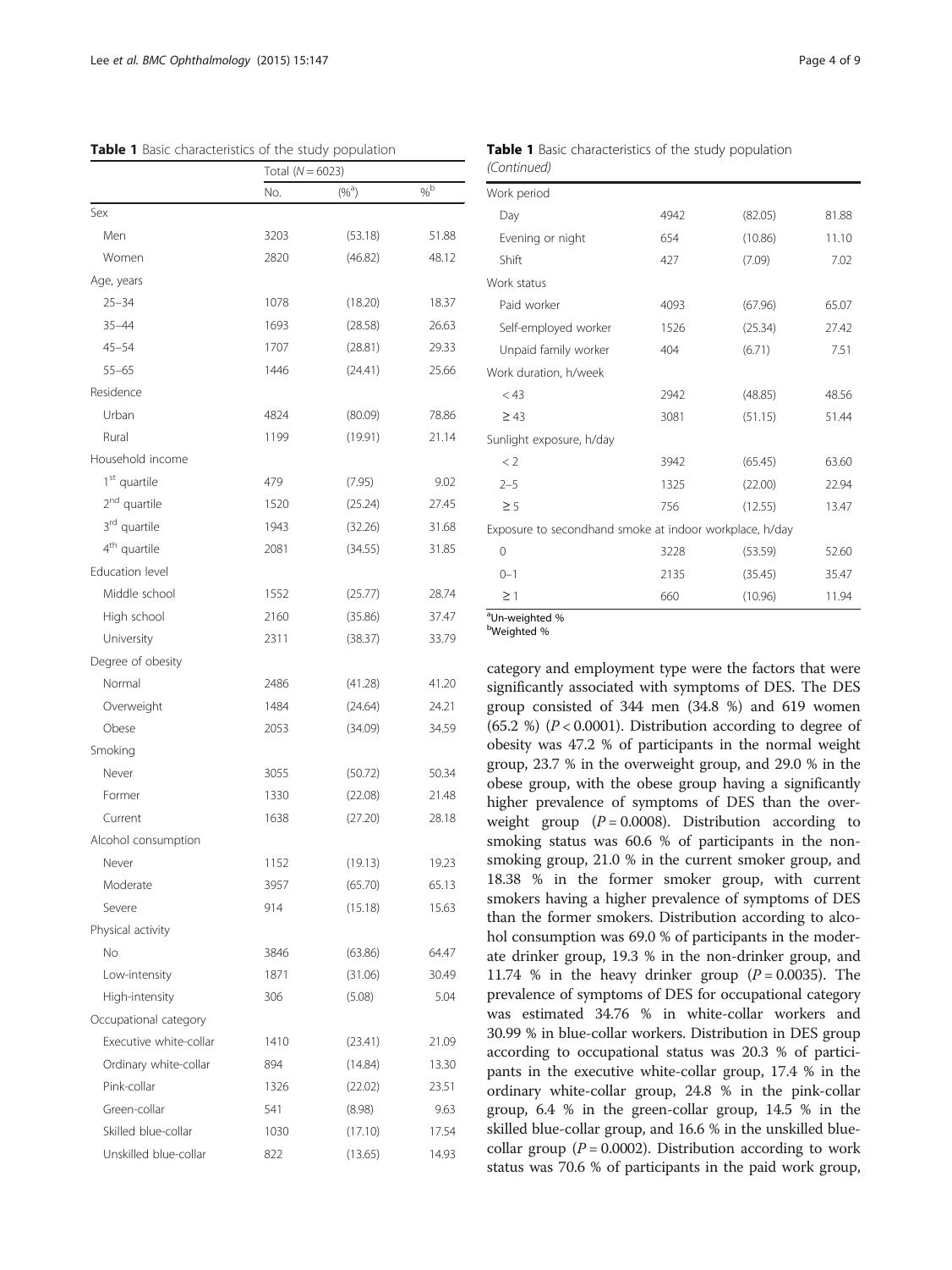**Table 1** Basic characteristics of the study population

| | Total (N = 6023) | | |
|---|---|---|---|
| | No. | (%[a]) | %[b] |
| Sex | | | |
| Men | 3203 | (53.18) | 51.88 |
| Women | 2820 | (46.82) | 48.12 |
| Age, years | | | |
| 25–34 | 1078 | (18.20) | 18.37 |
| 35–44 | 1693 | (28.58) | 26.63 |
| 45–54 | 1707 | (28.81) | 29.33 |
| 55–65 | 1446 | (24.41) | 25.66 |
| Residence | | | |
| Urban | 4824 | (80.09) | 78.86 |
| Rural | 1199 | (19.91) | 21.14 |
| Household income | | | |
| 1[st] quartile | 479 | (7.95) | 9.02 |
| 2[nd] quartile | 1520 | (25.24) | 27.45 |
| 3[rd] quartile | 1943 | (32.26) | 31.68 |
| 4[th] quartile | 2081 | (34.55) | 31.85 |
| Education level | | | |
| Middle school | 1552 | (25.77) | 28.74 |
| High school | 2160 | (35.86) | 37.47 |
| University | 2311 | (38.37) | 33.79 |
| Degree of obesity | | | |
| Normal | 2486 | (41.28) | 41.20 |
| Overweight | 1484 | (24.64) | 24.21 |
| Obese | 2053 | (34.09) | 34.59 |
| Smoking | | | |
| Never | 3055 | (50.72) | 50.34 |
| Former | 1330 | (22.08) | 21.48 |
| Current | 1638 | (27.20) | 28.18 |
| Alcohol consumption | | | |
| Never | 1152 | (19.13) | 19.23 |
| Moderate | 3957 | (65.70) | 65.13 |
| Severe | 914 | (15.18) | 15.63 |
| Physical activity | | | |
| No | 3846 | (63.86) | 64.47 |
| Low-intensity | 1871 | (31.06) | 30.49 |
| High-intensity | 306 | (5.08) | 5.04 |
| Occupational category | | | |
| Executive white-collar | 1410 | (23.41) | 21.09 |
| Ordinary white-collar | 894 | (14.84) | 13.30 |
| Pink-collar | 1326 | (22.02) | 23.51 |
| Green-collar | 541 | (8.98) | 9.63 |
| Skilled blue-collar | 1030 | (17.10) | 17.54 |
| Unskilled blue-collar | 822 | (13.65) | 14.93 |
| Work period | | | |
| Day | 4942 | (82.05) | 81.88 |
| Evening or night | 654 | (10.86) | 11.10 |
| Shift | 427 | (7.09) | 7.02 |
| Work status | | | |
| Paid worker | 4093 | (67.96) | 65.07 |
| Self-employed worker | 1526 | (25.34) | 27.42 |
| Unpaid family worker | 404 | (6.71) | 7.51 |
| Work duration, h/week | | | |
| < 43 | 2942 | (48.85) | 48.56 |
| ≥ 43 | 3081 | (51.15) | 51.44 |
| Sunlight exposure, h/day | | | |
| < 2 | 3942 | (65.45) | 63.60 |
| 2–5 | 1325 | (22.00) | 22.94 |
| ≥ 5 | 756 | (12.55) | 13.47 |
| Exposure to secondhand smoke at indoor workplace, h/day | | | |
| 0 | 3228 | (53.59) | 52.60 |
| 0–1 | 2135 | (35.45) | 35.47 |
| ≥ 1 | 660 | (10.96) | 11.94 |

[a]Un-weighted %
[b]Weighted %

category and employment type were the factors that were significantly associated with symptoms of DES. The DES group consisted of 344 men (34.8 %) and 619 women (65.2 %) ($P < 0.0001$). Distribution according to degree of obesity was 47.2 % of participants in the normal weight group, 23.7 % in the overweight group, and 29.0 % in the obese group, with the obese group having a significantly higher prevalence of symptoms of DES than the overweight group ($P = 0.0008$). Distribution according to smoking status was 60.6 % of participants in the non-smoking group, 21.0 % in the current smoker group, and 18.38 % in the former smoker group, with current smokers having a higher prevalence of symptoms of DES than the former smokers. Distribution according to alcohol consumption was 69.0 % of participants in the moderate drinker group, 19.3 % in the non-drinker group, and 11.74 % in the heavy drinker group ($P = 0.0035$). The prevalence of symptoms of DES for occupational category was estimated 34.76 % in white-collar workers and 30.99 % in blue-collar workers. Distribution in DES group according to occupational status was 20.3 % of participants in the executive white-collar group, 17.4 % in the ordinary white-collar group, 24.8 % in the pink-collar group, 6.4 % in the green-collar group, 14.5 % in the skilled blue-collar group, and 16.6 % in the unskilled blue-collar group ($P = 0.0002$). Distribution according to work status was 70.6 % of participants in the paid work group,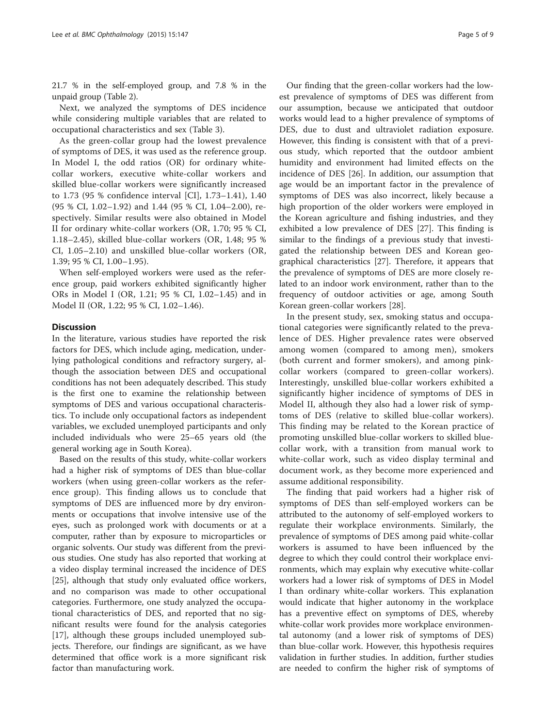21.7 % in the self-employed group, and 7.8 % in the unpaid group (Table 2).

Next, we analyzed the symptoms of DES incidence while considering multiple variables that are related to occupational characteristics and sex (Table 3).

As the green-collar group had the lowest prevalence of symptoms of DES, it was used as the reference group. In Model I, the odd ratios (OR) for ordinary white-collar workers, executive white-collar workers and skilled blue-collar workers were significantly increased to 1.73 (95 % confidence interval [CI], 1.73–1.41), 1.40 (95 % CI, 1.02–1.92) and 1.44 (95 % CI, 1.04–2.00), respectively. Similar results were also obtained in Model II for ordinary white-collar workers (OR, 1.70; 95 % CI, 1.18–2.45), skilled blue-collar workers (OR, 1.48; 95 % CI, 1.05–2.10) and unskilled blue-collar workers (OR, 1.39; 95 % CI, 1.00–1.95).

When self-employed workers were used as the reference group, paid workers exhibited significantly higher ORs in Model I (OR, 1.21; 95 % CI, 1.02–1.45) and in Model II (OR, 1.22; 95 % CI, 1.02–1.46).

## Discussion

In the literature, various studies have reported the risk factors for DES, which include aging, medication, underlying pathological conditions and refractory surgery, although the association between DES and occupational conditions has not been adequately described. This study is the first one to examine the relationship between symptoms of DES and various occupational characteristics. To include only occupational factors as independent variables, we excluded unemployed participants and only included individuals who were 25–65 years old (the general working age in South Korea).

Based on the results of this study, white-collar workers had a higher risk of symptoms of DES than blue-collar workers (when using green-collar workers as the reference group). This finding allows us to conclude that symptoms of DES are influenced more by dry environments or occupations that involve intensive use of the eyes, such as prolonged work with documents or at a computer, rather than by exposure to microparticles or organic solvents. Our study was different from the previous studies. One study has also reported that working at a video display terminal increased the incidence of DES [25], although that study only evaluated office workers, and no comparison was made to other occupational categories. Furthermore, one study analyzed the occupational characteristics of DES, and reported that no significant results were found for the analysis categories [17], although these groups included unemployed subjects. Therefore, our findings are significant, as we have determined that office work is a more significant risk factor than manufacturing work.

Our finding that the green-collar workers had the lowest prevalence of symptoms of DES was different from our assumption, because we anticipated that outdoor works would lead to a higher prevalence of symptoms of DES, due to dust and ultraviolet radiation exposure. However, this finding is consistent with that of a previous study, which reported that the outdoor ambient humidity and environment had limited effects on the incidence of DES [26]. In addition, our assumption that age would be an important factor in the prevalence of symptoms of DES was also incorrect, likely because a high proportion of the older workers were employed in the Korean agriculture and fishing industries, and they exhibited a low prevalence of DES [27]. This finding is similar to the findings of a previous study that investigated the relationship between DES and Korean geographical characteristics [27]. Therefore, it appears that the prevalence of symptoms of DES are more closely related to an indoor work environment, rather than to the frequency of outdoor activities or age, among South Korean green-collar workers [28].

In the present study, sex, smoking status and occupational categories were significantly related to the prevalence of DES. Higher prevalence rates were observed among women (compared to among men), smokers (both current and former smokers), and among pink-collar workers (compared to green-collar workers). Interestingly, unskilled blue-collar workers exhibited a significantly higher incidence of symptoms of DES in Model II, although they also had a lower risk of symptoms of DES (relative to skilled blue-collar workers). This finding may be related to the Korean practice of promoting unskilled blue-collar workers to skilled blue-collar work, with a transition from manual work to white-collar work, such as video display terminal and document work, as they become more experienced and assume additional responsibility.

The finding that paid workers had a higher risk of symptoms of DES than self-employed workers can be attributed to the autonomy of self-employed workers to regulate their workplace environments. Similarly, the prevalence of symptoms of DES among paid white-collar workers is assumed to have been influenced by the degree to which they could control their workplace environments, which may explain why executive white-collar workers had a lower risk of symptoms of DES in Model I than ordinary white-collar workers. This explanation would indicate that higher autonomy in the workplace has a preventive effect on symptoms of DES, whereby white-collar work provides more workplace environmental autonomy (and a lower risk of symptoms of DES) than blue-collar work. However, this hypothesis requires validation in further studies. In addition, further studies are needed to confirm the higher risk of symptoms of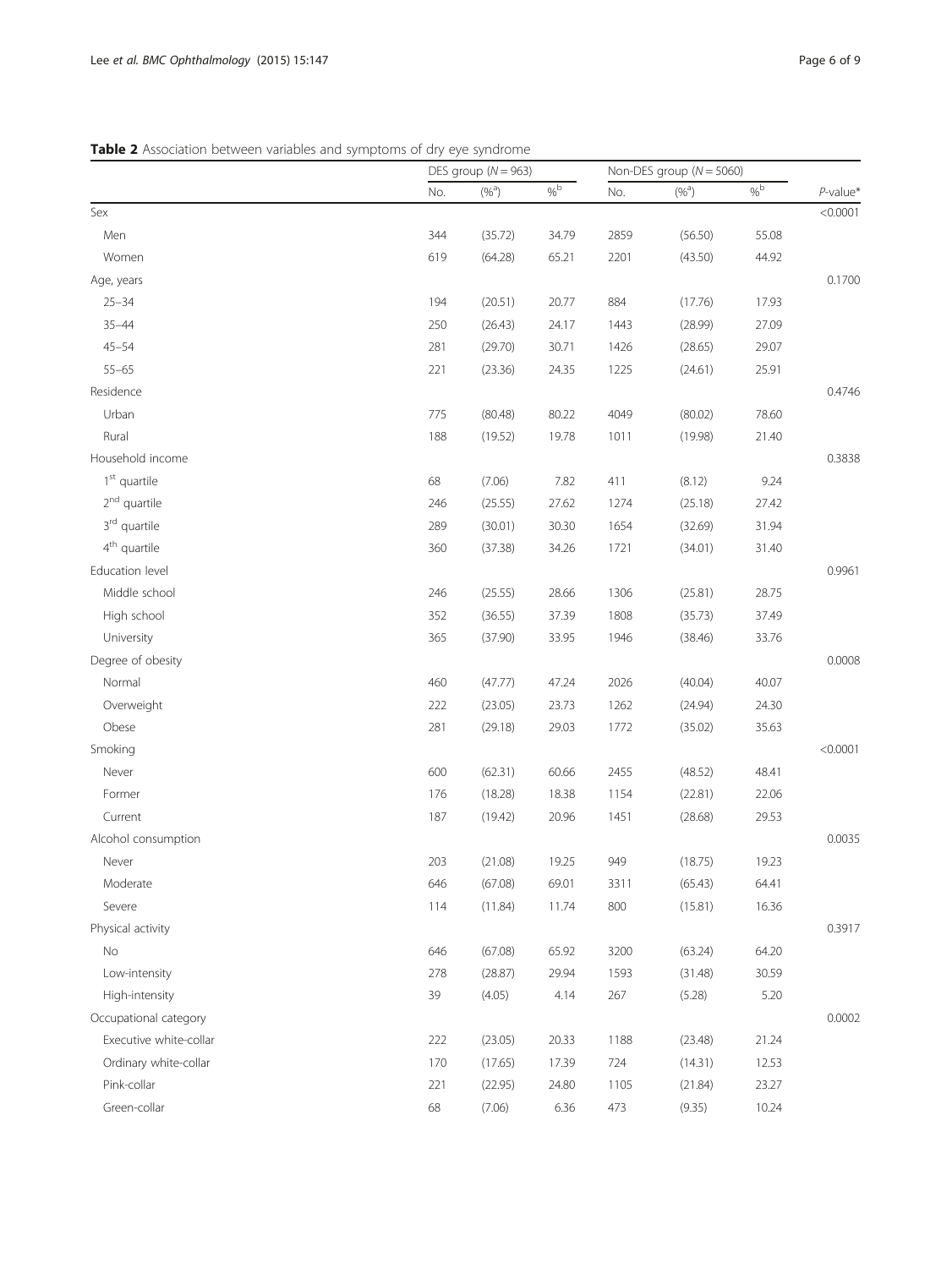**Table 2** Association between variables and symptoms of dry eye syndrome

| | DES group ($N = 963$) | | | Non-DES group ($N = 5060$) | | | |
|---|---|---|---|---|---|---|---|
| | No. | (%[a]) | %[b] | No. | (%[a]) | %[b] | *P*-value* |
| Sex | | | | | | | <0.0001 |
| Men | 344 | (35.72) | 34.79 | 2859 | (56.50) | 55.08 | |
| Women | 619 | (64.28) | 65.21 | 2201 | (43.50) | 44.92 | |
| Age, years | | | | | | | 0.1700 |
| 25–34 | 194 | (20.51) | 20.77 | 884 | (17.76) | 17.93 | |
| 35–44 | 250 | (26.43) | 24.17 | 1443 | (28.99) | 27.09 | |
| 45–54 | 281 | (29.70) | 30.71 | 1426 | (28.65) | 29.07 | |
| 55–65 | 221 | (23.36) | 24.35 | 1225 | (24.61) | 25.91 | |
| Residence | | | | | | | 0.4746 |
| Urban | 775 | (80.48) | 80.22 | 4049 | (80.02) | 78.60 | |
| Rural | 188 | (19.52) | 19.78 | 1011 | (19.98) | 21.40 | |
| Household income | | | | | | | 0.3838 |
| 1[st] quartile | 68 | (7.06) | 7.82 | 411 | (8.12) | 9.24 | |
| 2[nd] quartile | 246 | (25.55) | 27.62 | 1274 | (25.18) | 27.42 | |
| 3[rd] quartile | 289 | (30.01) | 30.30 | 1654 | (32.69) | 31.94 | |
| 4[th] quartile | 360 | (37.38) | 34.26 | 1721 | (34.01) | 31.40 | |
| Education level | | | | | | | 0.9961 |
| Middle school | 246 | (25.55) | 28.66 | 1306 | (25.81) | 28.75 | |
| High school | 352 | (36.55) | 37.39 | 1808 | (35.73) | 37.49 | |
| University | 365 | (37.90) | 33.95 | 1946 | (38.46) | 33.76 | |
| Degree of obesity | | | | | | | 0.0008 |
| Normal | 460 | (47.77) | 47.24 | 2026 | (40.04) | 40.07 | |
| Overweight | 222 | (23.05) | 23.73 | 1262 | (24.94) | 24.30 | |
| Obese | 281 | (29.18) | 29.03 | 1772 | (35.02) | 35.63 | |
| Smoking | | | | | | | <0.0001 |
| Never | 600 | (62.31) | 60.66 | 2455 | (48.52) | 48.41 | |
| Former | 176 | (18.28) | 18.38 | 1154 | (22.81) | 22.06 | |
| Current | 187 | (19.42) | 20.96 | 1451 | (28.68) | 29.53 | |
| Alcohol consumption | | | | | | | 0.0035 |
| Never | 203 | (21.08) | 19.25 | 949 | (18.75) | 19.23 | |
| Moderate | 646 | (67.08) | 69.01 | 3311 | (65.43) | 64.41 | |
| Severe | 114 | (11.84) | 11.74 | 800 | (15.81) | 16.36 | |
| Physical activity | | | | | | | 0.3917 |
| No | 646 | (67.08) | 65.92 | 3200 | (63.24) | 64.20 | |
| Low-intensity | 278 | (28.87) | 29.94 | 1593 | (31.48) | 30.59 | |
| High-intensity | 39 | (4.05) | 4.14 | 267 | (5.28) | 5.20 | |
| Occupational category | | | | | | | 0.0002 |
| Executive white-collar | 222 | (23.05) | 20.33 | 1188 | (23.48) | 21.24 | |
| Ordinary white-collar | 170 | (17.65) | 17.39 | 724 | (14.31) | 12.53 | |
| Pink-collar | 221 | (22.95) | 24.80 | 1105 | (21.84) | 23.27 | |
| Green-collar | 68 | (7.06) | 6.36 | 473 | (9.35) | 10.24 | |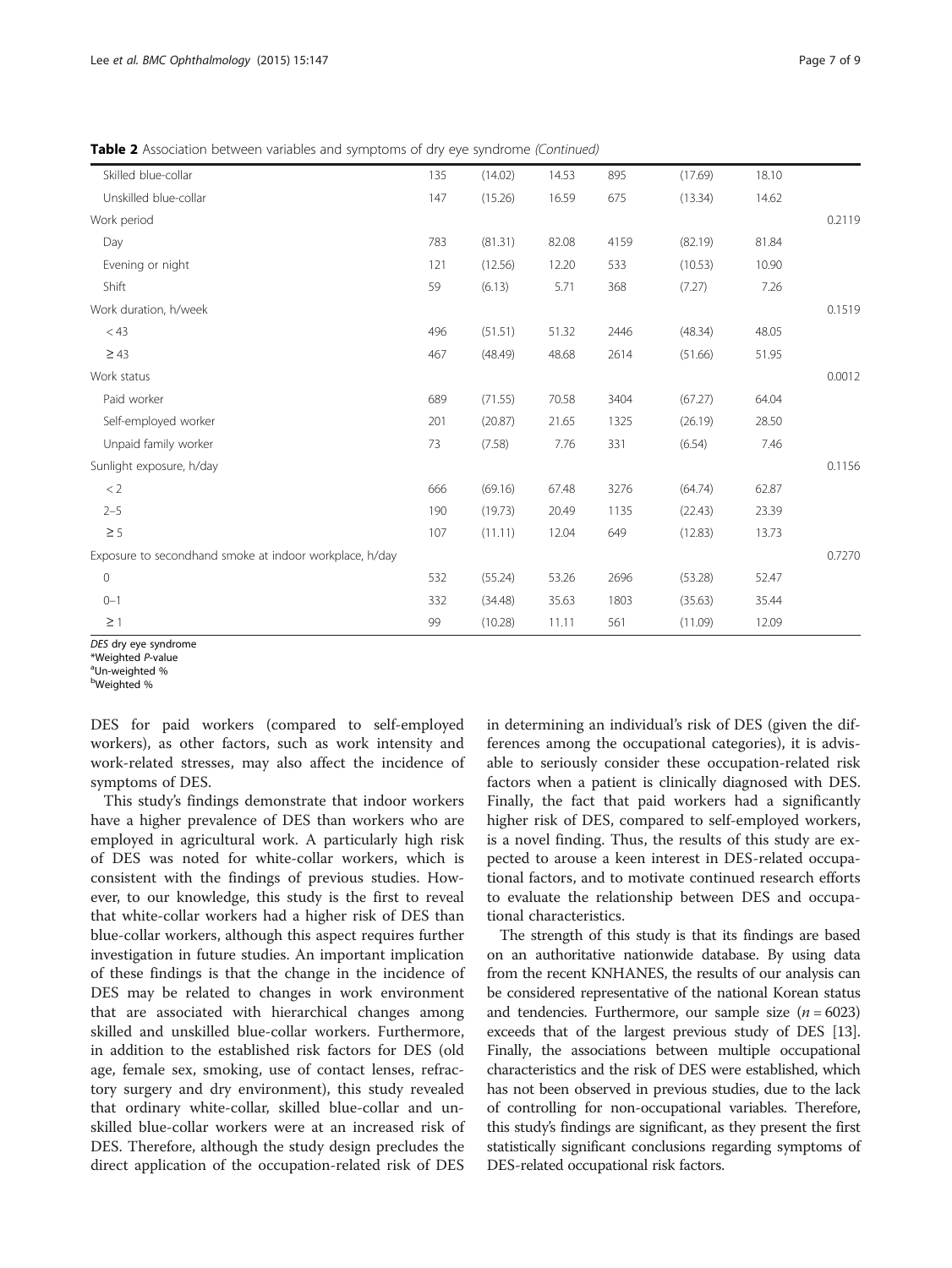**Table 2** Association between variables and symptoms of dry eye syndrome *(Continued)*

| | | | | | | | |
|---|---|---|---|---|---|---|---|
| Skilled blue-collar | 135 | (14.02) | 14.53 | 895 | (17.69) | 18.10 | |
| Unskilled blue-collar | 147 | (15.26) | 16.59 | 675 | (13.34) | 14.62 | |
| Work period | | | | | | | 0.2119 |
| Day | 783 | (81.31) | 82.08 | 4159 | (82.19) | 81.84 | |
| Evening or night | 121 | (12.56) | 12.20 | 533 | (10.53) | 10.90 | |
| Shift | 59 | (6.13) | 5.71 | 368 | (7.27) | 7.26 | |
| Work duration, h/week | | | | | | | 0.1519 |
| < 43 | 496 | (51.51) | 51.32 | 2446 | (48.34) | 48.05 | |
| ≥ 43 | 467 | (48.49) | 48.68 | 2614 | (51.66) | 51.95 | |
| Work status | | | | | | | 0.0012 |
| Paid worker | 689 | (71.55) | 70.58 | 3404 | (67.27) | 64.04 | |
| Self-employed worker | 201 | (20.87) | 21.65 | 1325 | (26.19) | 28.50 | |
| Unpaid family worker | 73 | (7.58) | 7.76 | 331 | (6.54) | 7.46 | |
| Sunlight exposure, h/day | | | | | | | 0.1156 |
| < 2 | 666 | (69.16) | 67.48 | 3276 | (64.74) | 62.87 | |
| 2–5 | 190 | (19.73) | 20.49 | 1135 | (22.43) | 23.39 | |
| ≥ 5 | 107 | (11.11) | 12.04 | 649 | (12.83) | 13.73 | |
| Exposure to secondhand smoke at indoor workplace, h/day | | | | | | | 0.7270 |
| 0 | 532 | (55.24) | 53.26 | 2696 | (53.28) | 52.47 | |
| 0–1 | 332 | (34.48) | 35.63 | 1803 | (35.63) | 35.44 | |
| ≥ 1 | 99 | (10.28) | 11.11 | 561 | (11.09) | 12.09 | |

*DES* dry eye syndrome
*Weighted *P*-value
[a]Un-weighted %
[b]Weighted %

DES for paid workers (compared to self-employed workers), as other factors, such as work intensity and work-related stresses, may also affect the incidence of symptoms of DES.

This study's findings demonstrate that indoor workers have a higher prevalence of DES than workers who are employed in agricultural work. A particularly high risk of DES was noted for white-collar workers, which is consistent with the findings of previous studies. However, to our knowledge, this study is the first to reveal that white-collar workers had a higher risk of DES than blue-collar workers, although this aspect requires further investigation in future studies. An important implication of these findings is that the change in the incidence of DES may be related to changes in work environment that are associated with hierarchical changes among skilled and unskilled blue-collar workers. Furthermore, in addition to the established risk factors for DES (old age, female sex, smoking, use of contact lenses, refractory surgery and dry environment), this study revealed that ordinary white-collar, skilled blue-collar and unskilled blue-collar workers were at an increased risk of DES. Therefore, although the study design precludes the direct application of the occupation-related risk of DES in determining an individual's risk of DES (given the differences among the occupational categories), it is advisable to seriously consider these occupation-related risk factors when a patient is clinically diagnosed with DES. Finally, the fact that paid workers had a significantly higher risk of DES, compared to self-employed workers, is a novel finding. Thus, the results of this study are expected to arouse a keen interest in DES-related occupational factors, and to motivate continued research efforts to evaluate the relationship between DES and occupational characteristics.

The strength of this study is that its findings are based on an authoritative nationwide database. By using data from the recent KNHANES, the results of our analysis can be considered representative of the national Korean status and tendencies. Furthermore, our sample size ($n = 6023$) exceeds that of the largest previous study of DES [13]. Finally, the associations between multiple occupational characteristics and the risk of DES were established, which has not been observed in previous studies, due to the lack of controlling for non-occupational variables. Therefore, this study's findings are significant, as they present the first statistically significant conclusions regarding symptoms of DES-related occupational risk factors.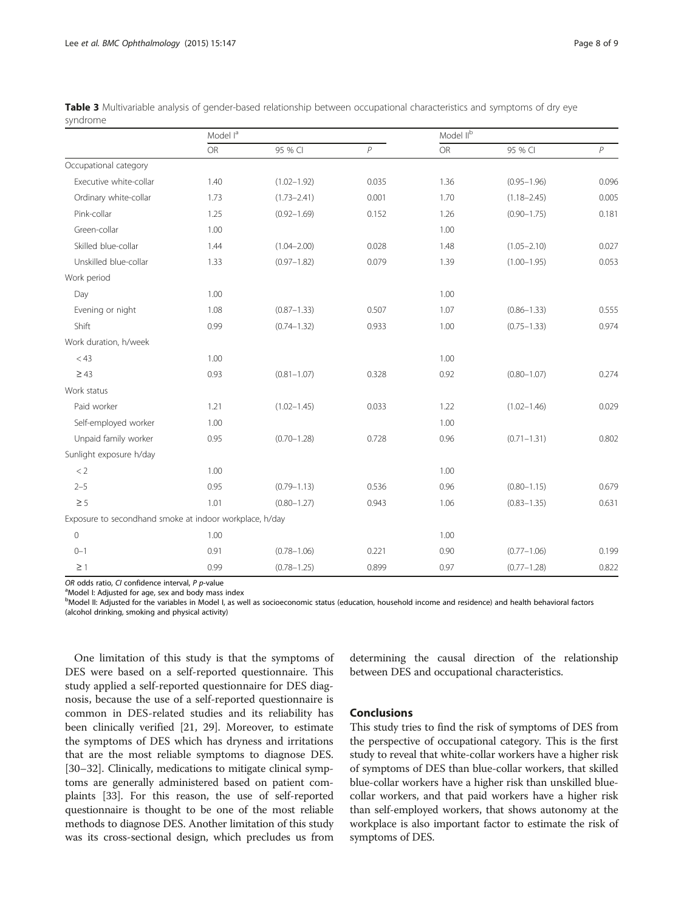**Table 3** Multivariable analysis of gender-based relationship between occupational characteristics and symptoms of dry eye syndrome

| | Model I[a] | | | Model II[b] | | |
|---|---|---|---|---|---|---|
| | OR | 95 % CI | *P* | OR | 95 % CI | *P* |
| Occupational category | | | | | | |
| Executive white-collar | 1.40 | (1.02–1.92) | 0.035 | 1.36 | (0.95–1.96) | 0.096 |
| Ordinary white-collar | 1.73 | (1.73–2.41) | 0.001 | 1.70 | (1.18–2.45) | 0.005 |
| Pink-collar | 1.25 | (0.92–1.69) | 0.152 | 1.26 | (0.90–1.75) | 0.181 |
| Green-collar | 1.00 | | | 1.00 | | |
| Skilled blue-collar | 1.44 | (1.04–2.00) | 0.028 | 1.48 | (1.05–2.10) | 0.027 |
| Unskilled blue-collar | 1.33 | (0.97–1.82) | 0.079 | 1.39 | (1.00–1.95) | 0.053 |
| Work period | | | | | | |
| Day | 1.00 | | | 1.00 | | |
| Evening or night | 1.08 | (0.87–1.33) | 0.507 | 1.07 | (0.86–1.33) | 0.555 |
| Shift | 0.99 | (0.74–1.32) | 0.933 | 1.00 | (0.75–1.33) | 0.974 |
| Work duration, h/week | | | | | | |
| < 43 | 1.00 | | | 1.00 | | |
| ≥ 43 | 0.93 | (0.81–1.07) | 0.328 | 0.92 | (0.80–1.07) | 0.274 |
| Work status | | | | | | |
| Paid worker | 1.21 | (1.02–1.45) | 0.033 | 1.22 | (1.02–1.46) | 0.029 |
| Self-employed worker | 1.00 | | | 1.00 | | |
| Unpaid family worker | 0.95 | (0.70–1.28) | 0.728 | 0.96 | (0.71–1.31) | 0.802 |
| Sunlight exposure h/day | | | | | | |
| < 2 | 1.00 | | | 1.00 | | |
| 2–5 | 0.95 | (0.79–1.13) | 0.536 | 0.96 | (0.80–1.15) | 0.679 |
| ≥ 5 | 1.01 | (0.80–1.27) | 0.943 | 1.06 | (0.83–1.35) | 0.631 |
| Exposure to secondhand smoke at indoor workplace, h/day | | | | | | |
| 0 | 1.00 | | | 1.00 | | |
| 0–1 | 0.91 | (0.78–1.06) | 0.221 | 0.90 | (0.77–1.06) | 0.199 |
| ≥ 1 | 0.99 | (0.78–1.25) | 0.899 | 0.97 | (0.77–1.28) | 0.822 |

*OR* odds ratio, *CI* confidence interval, *P* p-value

[a]Model I: Adjusted for age, sex and body mass index

[b]Model II: Adjusted for the variables in Model I, as well as socioeconomic status (education, household income and residence) and health behavioral factors (alcohol drinking, smoking and physical activity)

One limitation of this study is that the symptoms of DES were based on a self-reported questionnaire. This study applied a self-reported questionnaire for DES diagnosis, because the use of a self-reported questionnaire is common in DES-related studies and its reliability has been clinically verified [21, 29]. Moreover, to estimate the symptoms of DES which has dryness and irritations that are the most reliable symptoms to diagnose DES. [30–32]. Clinically, medications to mitigate clinical symptoms are generally administered based on patient complaints [33]. For this reason, the use of self-reported questionnaire is thought to be one of the most reliable methods to diagnose DES. Another limitation of this study was its cross-sectional design, which precludes us from determining the causal direction of the relationship between DES and occupational characteristics.

## Conclusions

This study tries to find the risk of symptoms of DES from the perspective of occupational category. This is the first study to reveal that white-collar workers have a higher risk of symptoms of DES than blue-collar workers, that skilled blue-collar workers have a higher risk than unskilled blue-collar workers, and that paid workers have a higher risk than self-employed workers, that shows autonomy at the workplace is also important factor to estimate the risk of symptoms of DES.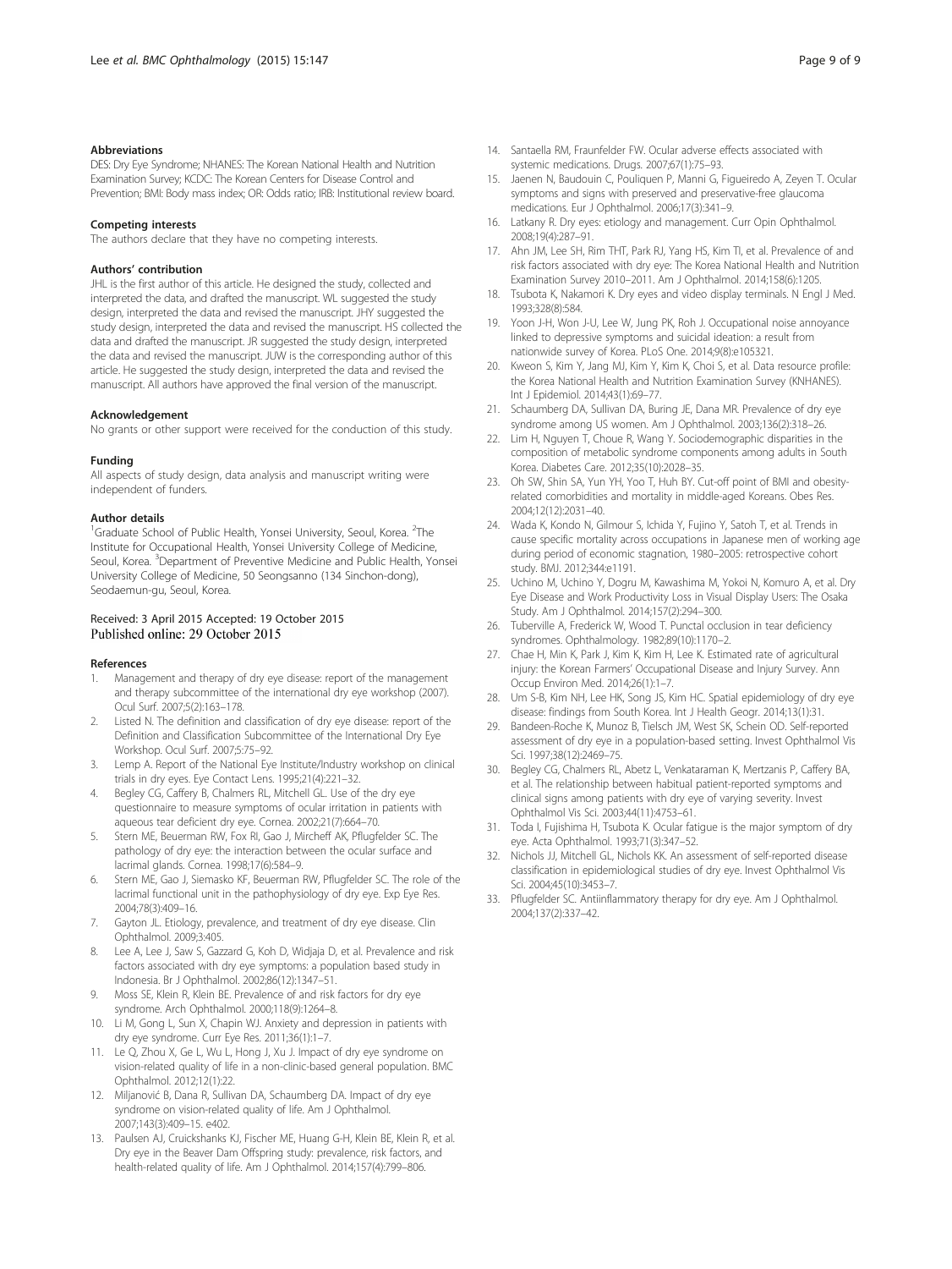### Abbreviations

DES: Dry Eye Syndrome; NHANES: The Korean National Health and Nutrition Examination Survey; KCDC: The Korean Centers for Disease Control and Prevention; BMI: Body mass index; OR: Odds ratio; IRB: Institutional review board.

### Competing interests

The authors declare that they have no competing interests.

### Authors' contribution

JHL is the first author of this article. He designed the study, collected and interpreted the data, and drafted the manuscript. WL suggested the study design, interpreted the data and revised the manuscript. JHY suggested the study design, interpreted the data and revised the manuscript. HS collected the data and drafted the manuscript. JR suggested the study design, interpreted the data and revised the manuscript. JUW is the corresponding author of this article. He suggested the study design, interpreted the data and revised the manuscript. All authors have approved the final version of the manuscript.

### Acknowledgement

No grants or other support were received for the conduction of this study.

### Funding

All aspects of study design, data analysis and manuscript writing were independent of funders.

### Author details

[1]Graduate School of Public Health, Yonsei University, Seoul, Korea. [2]The Institute for Occupational Health, Yonsei University College of Medicine, Seoul, Korea. [3]Department of Preventive Medicine and Public Health, Yonsei University College of Medicine, 50 Seongsanno (134 Sinchon-dong), Seodaemun-gu, Seoul, Korea.

Received: 3 April 2015 Accepted: 19 October 2015
Published online: 29 October 2015

### References

1. Management and therapy of dry eye disease: report of the management and therapy subcommittee of the international dry eye workshop (2007). Ocul Surf. 2007;5(2):163–178.
2. Listed N. The definition and classification of dry eye disease: report of the Definition and Classification Subcommittee of the International Dry Eye Workshop. Ocul Surf. 2007;5:75–92.
3. Lemp A. Report of the National Eye Institute/Industry workshop on clinical trials in dry eyes. Eye Contact Lens. 1995;21(4):221–32.
4. Begley CG, Caffery B, Chalmers RL, Mitchell GL. Use of the dry eye questionnaire to measure symptoms of ocular irritation in patients with aqueous tear deficient dry eye. Cornea. 2002;21(7):664–70.
5. Stern ME, Beuerman RW, Fox RI, Gao J, Mircheff AK, Pflugfelder SC. The pathology of dry eye: the interaction between the ocular surface and lacrimal glands. Cornea. 1998;17(6):584–9.
6. Stern ME, Gao J, Siemasko KF, Beuerman RW, Pflugfelder SC. The role of the lacrimal functional unit in the pathophysiology of dry eye. Exp Eye Res. 2004;78(3):409–16.
7. Gayton JL. Etiology, prevalence, and treatment of dry eye disease. Clin Ophthalmol. 2009;3:405.
8. Lee A, Lee J, Saw S, Gazzard G, Koh D, Widjaja D, et al. Prevalence and risk factors associated with dry eye symptoms: a population based study in Indonesia. Br J Ophthalmol. 2002;86(12):1347–51.
9. Moss SE, Klein R, Klein BE. Prevalence of and risk factors for dry eye syndrome. Arch Ophthalmol. 2000;118(9):1264–8.
10. Li M, Gong L, Sun X, Chapin WJ. Anxiety and depression in patients with dry eye syndrome. Curr Eye Res. 2011;36(1):1–7.
11. Le Q, Zhou X, Ge L, Wu L, Hong J, Xu J. Impact of dry eye syndrome on vision-related quality of life in a non-clinic-based general population. BMC Ophthalmol. 2012;12(1):22.
12. Miljanović B, Dana R, Sullivan DA, Schaumberg DA. Impact of dry eye syndrome on vision-related quality of life. Am J Ophthalmol. 2007;143(3):409–15. e402.
13. Paulsen AJ, Cruickshanks KJ, Fischer ME, Huang G-H, Klein BE, Klein R, et al. Dry eye in the Beaver Dam Offspring study: prevalence, risk factors, and health-related quality of life. Am J Ophthalmol. 2014;157(4):799–806.
14. Santaella RM, Fraunfelder FW. Ocular adverse effects associated with systemic medications. Drugs. 2007;67(1):75–93.
15. Jaenen N, Baudouin C, Pouliquen P, Manni G, Figueiredo A, Zeyen T. Ocular symptoms and signs with preserved and preservative-free glaucoma medications. Eur J Ophthalmol. 2006;17(3):341–9.
16. Latkany R. Dry eyes: etiology and management. Curr Opin Ophthalmol. 2008;19(4):287–91.
17. Ahn JM, Lee SH, Rim THT, Park RJ, Yang HS, Kim TI, et al. Prevalence of and risk factors associated with dry eye: The Korea National Health and Nutrition Examination Survey 2010–2011. Am J Ophthalmol. 2014;158(6):1205.
18. Tsubota K, Nakamori K. Dry eyes and video display terminals. N Engl J Med. 1993;328(8):584.
19. Yoon J-H, Won J-U, Lee W, Jung PK, Roh J. Occupational noise annoyance linked to depressive symptoms and suicidal ideation: a result from nationwide survey of Korea. PLoS One. 2014;9(8):e105321.
20. Kweon S, Kim Y, Jang MJ, Kim Y, Kim K, Choi S, et al. Data resource profile: the Korea National Health and Nutrition Examination Survey (KNHANES). Int J Epidemiol. 2014;43(1):69–77.
21. Schaumberg DA, Sullivan DA, Buring JE, Dana MR. Prevalence of dry eye syndrome among US women. Am J Ophthalmol. 2003;136(2):318–26.
22. Lim H, Nguyen T, Choue R, Wang Y. Sociodemographic disparities in the composition of metabolic syndrome components among adults in South Korea. Diabetes Care. 2012;35(10):2028–35.
23. Oh SW, Shin SA, Yun YH, Yoo T, Huh BY. Cut-off point of BMI and obesity-related comorbidities and mortality in middle-aged Koreans. Obes Res. 2004;12(12):2031–40.
24. Wada K, Kondo N, Gilmour S, Ichida Y, Fujino Y, Satoh T, et al. Trends in cause specific mortality across occupations in Japanese men of working age during period of economic stagnation, 1980–2005: retrospective cohort study. BMJ. 2012;344:e1191.
25. Uchino M, Uchino Y, Dogru M, Kawashima M, Yokoi N, Komuro A, et al. Dry Eye Disease and Work Productivity Loss in Visual Display Users: The Osaka Study. Am J Ophthalmol. 2014;157(2):294–300.
26. Tuberville A, Frederick W, Wood T. Punctal occlusion in tear deficiency syndromes. Ophthalmology. 1982;89(10):1170–2.
27. Chae H, Min K, Park J, Kim K, Kim H, Lee K. Estimated rate of agricultural injury: the Korean Farmers' Occupational Disease and Injury Survey. Ann Occup Environ Med. 2014;26(1):1–7.
28. Um S-B, Kim NH, Lee HK, Song JS, Kim HC. Spatial epidemiology of dry eye disease: findings from South Korea. Int J Health Geogr. 2014;13(1):31.
29. Bandeen-Roche K, Munoz B, Tielsch JM, West SK, Schein OD. Self-reported assessment of dry eye in a population-based setting. Invest Ophthalmol Vis Sci. 1997;38(12):2469–75.
30. Begley CG, Chalmers RL, Abetz L, Venkataraman K, Mertzanis P, Caffery BA, et al. The relationship between habitual patient-reported symptoms and clinical signs among patients with dry eye of varying severity. Invest Ophthalmol Vis Sci. 2003;44(11):4753–61.
31. Toda I, Fujishima H, Tsubota K. Ocular fatigue is the major symptom of dry eye. Acta Ophthalmol. 1993;71(3):347–52.
32. Nichols JJ, Mitchell GL, Nichols KK. An assessment of self-reported disease classification in epidemiological studies of dry eye. Invest Ophthalmol Vis Sci. 2004;45(10):3453–7.
33. Pflugfelder SC. Antiinflammatory therapy for dry eye. Am J Ophthalmol. 2004;137(2):337–42.